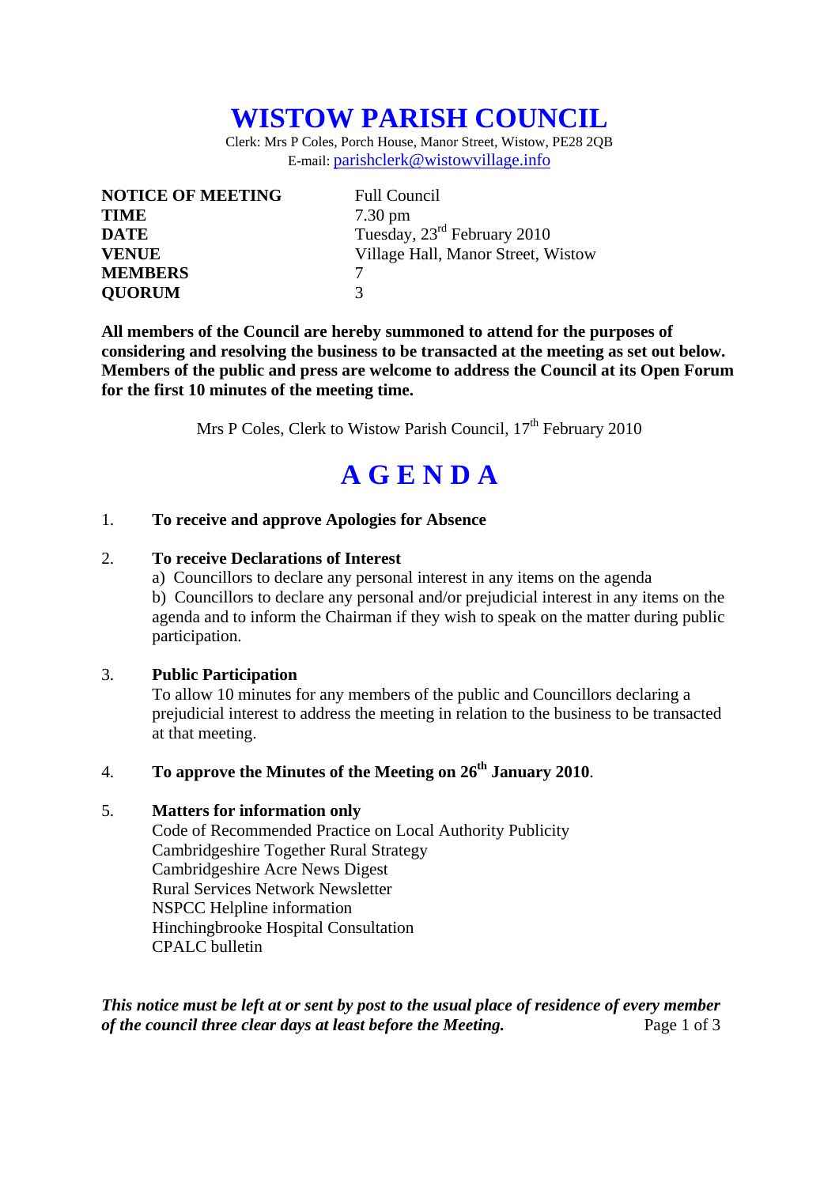# WISTOW PARISH COUNCIL

Clerk: Mrs P Coles, Porch House, Manor Street, Wistow, PE28 2QB
E-mail: parishclerk@wistowvillage.info

| | |
|---|---|
| **NOTICE OF MEETING** | Full Council |
| **TIME** | 7.30 pm |
| **DATE** | Tuesday, 23rd February 2010 |
| **VENUE** | Village Hall, Manor Street, Wistow |
| **MEMBERS** | 7 |
| **QUORUM** | 3 |

**All members of the Council are hereby summoned to attend for the purposes of considering and resolving the business to be transacted at the meeting as set out below. Members of the public and press are welcome to address the Council at its Open Forum for the first 10 minutes of the meeting time.**

Mrs P Coles, Clerk to Wistow Parish Council, 17th February 2010

# A G E N D A

1. **To receive and approve Apologies for Absence**

2. **To receive Declarations of Interest**
   a) Councillors to declare any personal interest in any items on the agenda
   b) Councillors to declare any personal and/or prejudicial interest in any items on the agenda and to inform the Chairman if they wish to speak on the matter during public participation.

3. **Public Participation**
   To allow 10 minutes for any members of the public and Councillors declaring a prejudicial interest to address the meeting in relation to the business to be transacted at that meeting.

4. **To approve the Minutes of the Meeting on 26th January 2010**.

5. **Matters for information only**
   Code of Recommended Practice on Local Authority Publicity
   Cambridgeshire Together Rural Strategy
   Cambridgeshire Acre News Digest
   Rural Services Network Newsletter
   NSPCC Helpline information
   Hinchingbrooke Hospital Consultation
   CPALC bulletin

***This notice must be left at or sent by post to the usual place of residence of every member of the council three clear days at least before the Meeting.***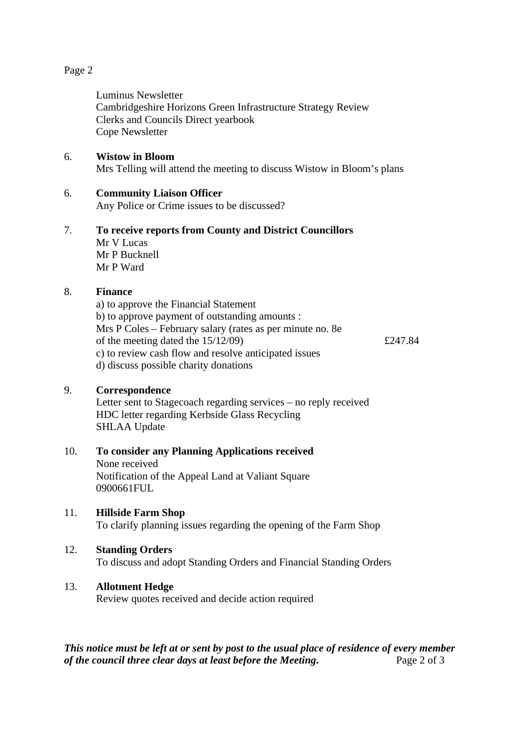Luminus Newsletter
Cambridgeshire Horizons Green Infrastructure Strategy Review
Clerks and Councils Direct yearbook
Cope Newsletter

6. **Wistow in Bloom**
   Mrs Telling will attend the meeting to discuss Wistow in Bloom's plans

6. **Community Liaison Officer**
   Any Police or Crime issues to be discussed?

7. **To receive reports from County and District Councillors**
   Mr V Lucas
   Mr P Bucknell
   Mr P Ward

8. **Finance**
   a) to approve the Financial Statement
   b) to approve payment of outstanding amounts :
   Mrs P Coles – February salary (rates as per minute no. 8e of the meeting dated the 15/12/09) £247.84
   c) to review cash flow and resolve anticipated issues
   d) discuss possible charity donations

9. **Correspondence**
   Letter sent to Stagecoach regarding services – no reply received
   HDC letter regarding Kerbside Glass Recycling
   SHLAA Update

10. **To consider any Planning Applications received**
    None received
    Notification of the Appeal Land at Valiant Square
    0900661FUL

11. **Hillside Farm Shop**
    To clarify planning issues regarding the opening of the Farm Shop

12. **Standing Orders**
    To discuss and adopt Standing Orders and Financial Standing Orders

13. **Allotment Hedge**
    Review quotes received and decide action required

***This notice must be left at or sent by post to the usual place of residence of every member of the council three clear days at least before the Meeting.***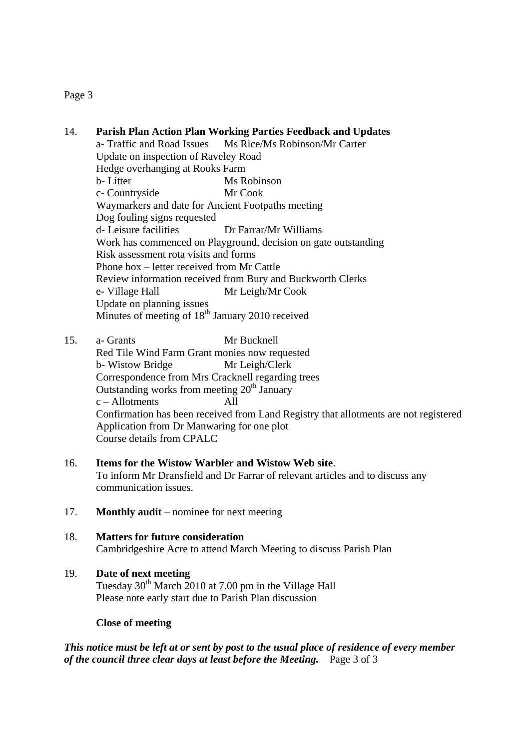14. **Parish Plan Action Plan Working Parties Feedback and Updates**

    a- Traffic and Road Issues Ms Rice/Ms Robinson/Mr Carter
    Update on inspection of Raveley Road
    Hedge overhanging at Rooks Farm
    b- Litter Ms Robinson
    c- Countryside Mr Cook
    Waymarkers and date for Ancient Footpaths meeting
    Dog fouling signs requested
    d- Leisure facilities Dr Farrar/Mr Williams
    Work has commenced on Playground, decision on gate outstanding
    Risk assessment rota visits and forms
    Phone box – letter received from Mr Cattle
    Review information received from Bury and Buckworth Clerks
    e- Village Hall Mr Leigh/Mr Cook
    Update on planning issues
    Minutes of meeting of 18th January 2010 received

15. a- Grants Mr Bucknell
    Red Tile Wind Farm Grant monies now requested
    b- Wistow Bridge Mr Leigh/Clerk
    Correspondence from Mrs Cracknell regarding trees
    Outstanding works from meeting 20th January
    c – Allotments All
    Confirmation has been received from Land Registry that allotments are not registered
    Application from Dr Manwaring for one plot
    Course details from CPALC

16. **Items for the Wistow Warbler and Wistow Web site**.
    To inform Mr Dransfield and Dr Farrar of relevant articles and to discuss any communication issues.

17. **Monthly audit** – nominee for next meeting

18. **Matters for future consideration**
    Cambridgeshire Acre to attend March Meeting to discuss Parish Plan

19. **Date of next meeting**
    Tuesday 30th March 2010 at 7.00 pm in the Village Hall
    Please note early start due to Parish Plan discussion

**Close of meeting**

***This notice must be left at or sent by post to the usual place of residence of every member of the council three clear days at least before the Meeting.***